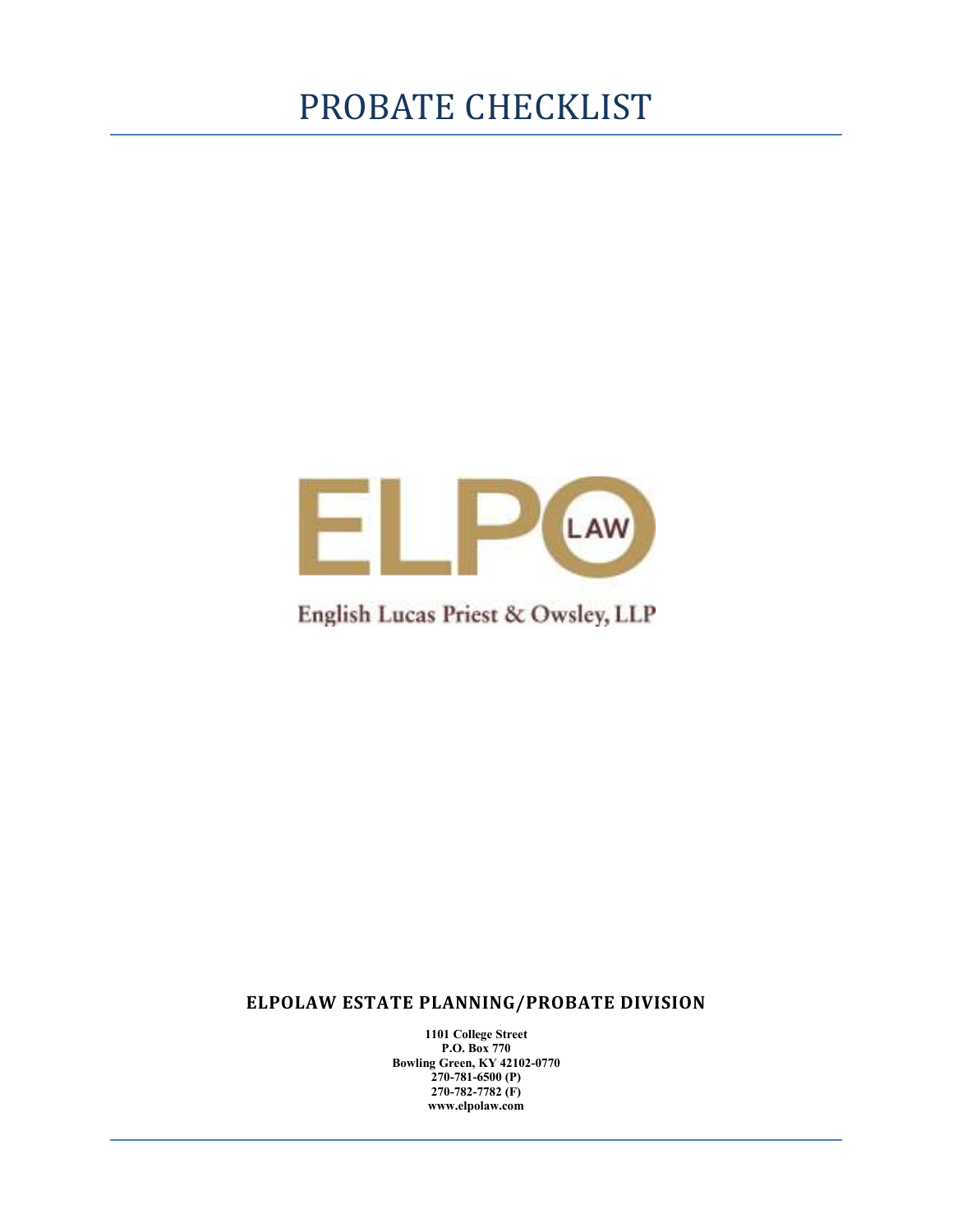# PROBATE CHECKLIST

ELPO LAW

English Lucas Priest & Owsley, LLP

## ELPOLAW ESTATE PLANNING/PROBATE DIVISION

**1101 College Street**
**P.O. Box 770**
**Bowling Green, KY 42102-0770**
**270-781-6500 (P)**
**270-782-7782 (F)**
**www.elpolaw.com**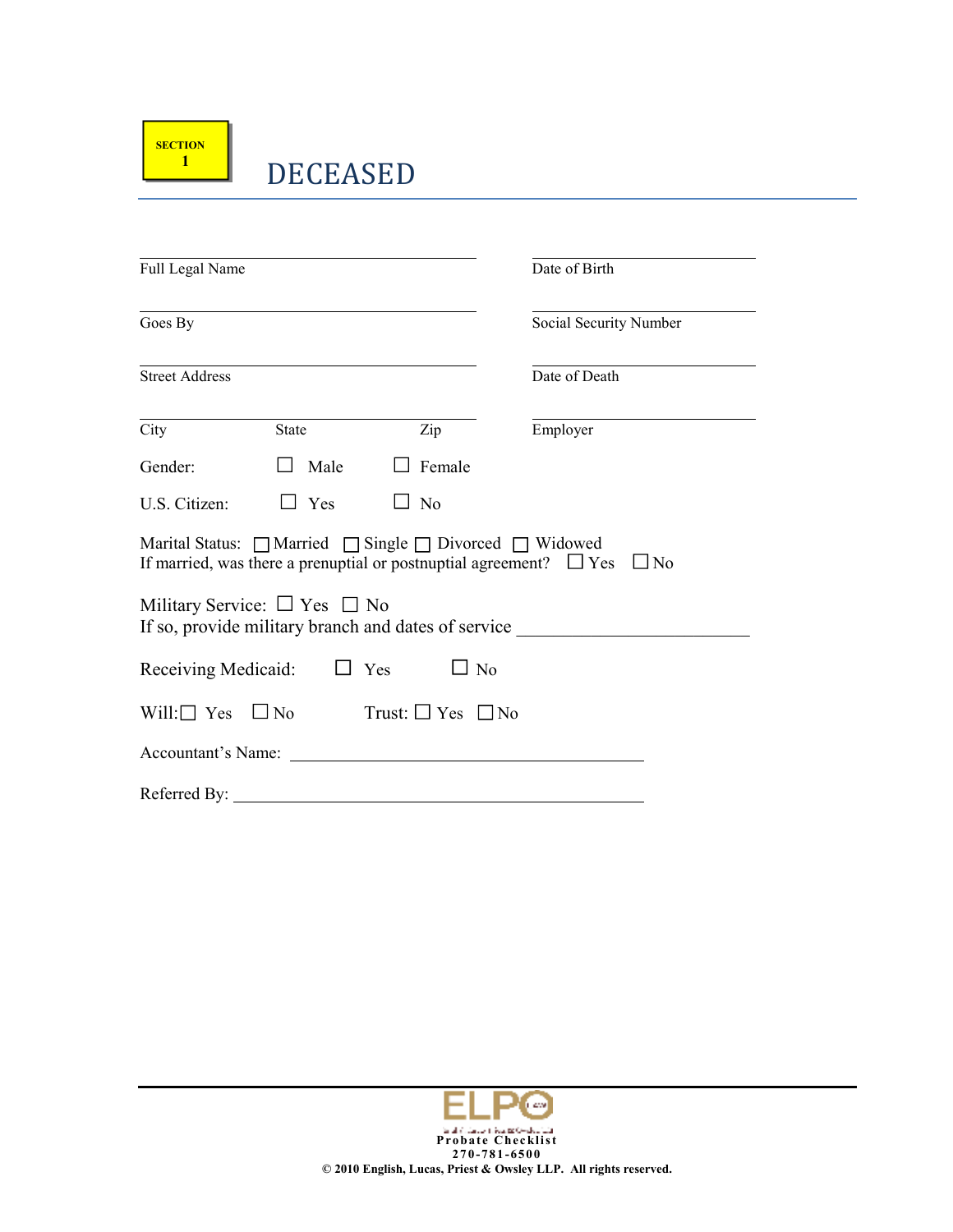SECTION 1

# DECEASED

Full Legal Name ______________________ Date of Birth ______________________

Goes By ______________________ Social Security Number ______________________

Street Address ______________________ Date of Death ______________________

City ________ State ________ Zip ________ Employer ______________________

Gender: ☐ Male ☐ Female

U.S. Citizen: ☐ Yes ☐ No

Marital Status: ☐ Married ☐ Single ☐ Divorced ☐ Widowed
If married, was there a prenuptial or postnuptial agreement? ☐ Yes ☐ No

Military Service: ☐ Yes ☐ No
If so, provide military branch and dates of service ______________________

Receiving Medicaid: ☐ Yes ☐ No

Will: ☐ Yes ☐ No Trust: ☐ Yes ☐ No

Accountant's Name: ______________________

Referred By: ______________________

Probate Checklist
270-781-6500
© 2010 English, Lucas, Priest & Owsley LLP. All rights reserved.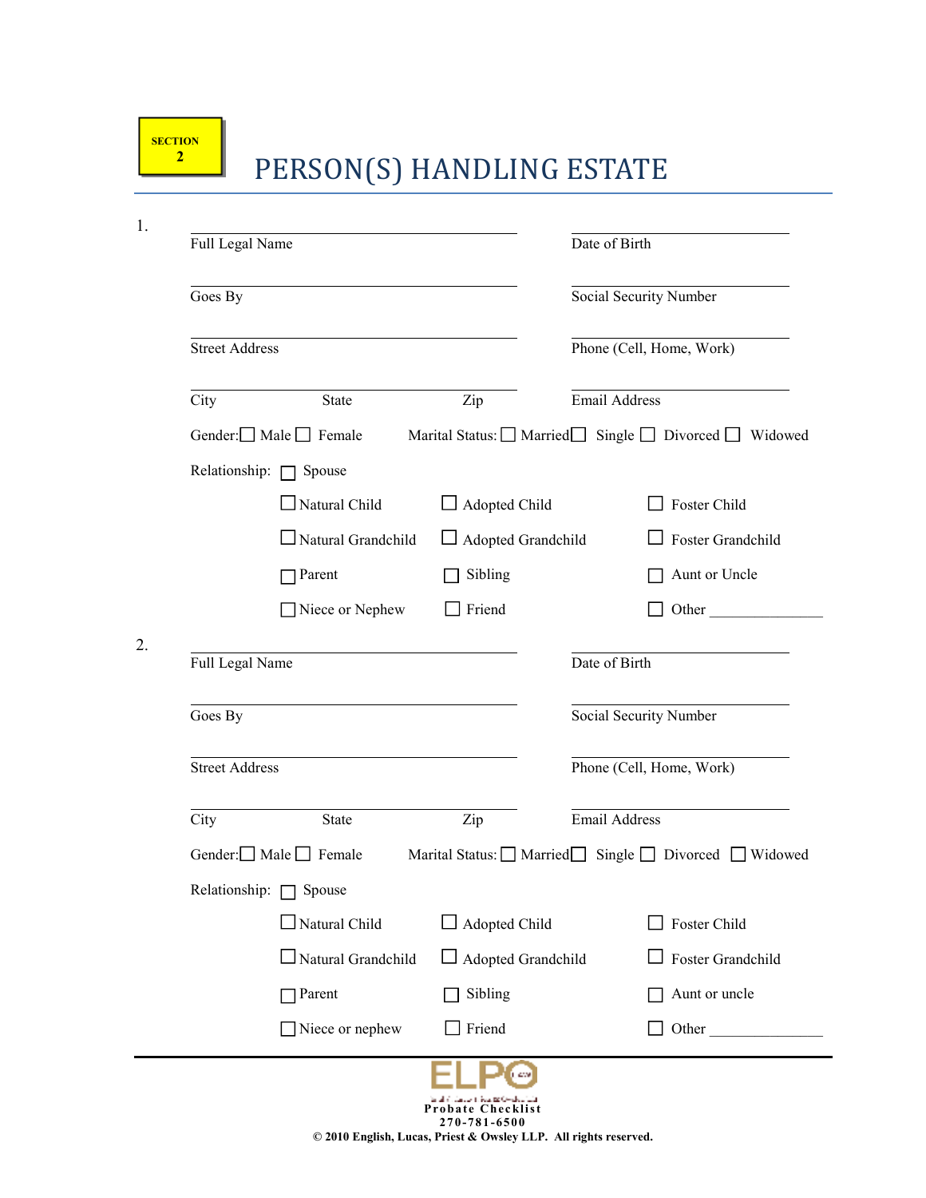**SECTION 2**

# PERSON(S) HANDLING ESTATE

1.

| | |
|---|---|
| Full Legal Name | Date of Birth |
| Goes By | Social Security Number |
| Street Address | Phone (Cell, Home, Work) |
| City State Zip | Email Address |

Gender: ☐ Male ☐ Female Marital Status: ☐ Married ☐ Single ☐ Divorced ☐ Widowed

Relationship: ☐ Spouse

| | | |
|---|---|---|
| ☐ Natural Child | ☐ Adopted Child | ☐ Foster Child |
| ☐ Natural Grandchild | ☐ Adopted Grandchild | ☐ Foster Grandchild |
| ☐ Parent | ☐ Sibling | ☐ Aunt or Uncle |
| ☐ Niece or Nephew | ☐ Friend | ☐ Other _______________ |

2.

| | |
|---|---|
| Full Legal Name | Date of Birth |
| Goes By | Social Security Number |
| Street Address | Phone (Cell, Home, Work) |
| City State Zip | Email Address |

Gender: ☐ Male ☐ Female Marital Status: ☐ Married ☐ Single ☐ Divorced ☐ Widowed

Relationship: ☐ Spouse

| | | |
|---|---|---|
| ☐ Natural Child | ☐ Adopted Child | ☐ Foster Child |
| ☐ Natural Grandchild | ☐ Adopted Grandchild | ☐ Foster Grandchild |
| ☐ Parent | ☐ Sibling | ☐ Aunt or uncle |
| ☐ Niece or nephew | ☐ Friend | ☐ Other _______________ |

ELPO

Probate Checklist

270-781-6500

© 2010 English, Lucas, Priest & Owsley LLP. All rights reserved.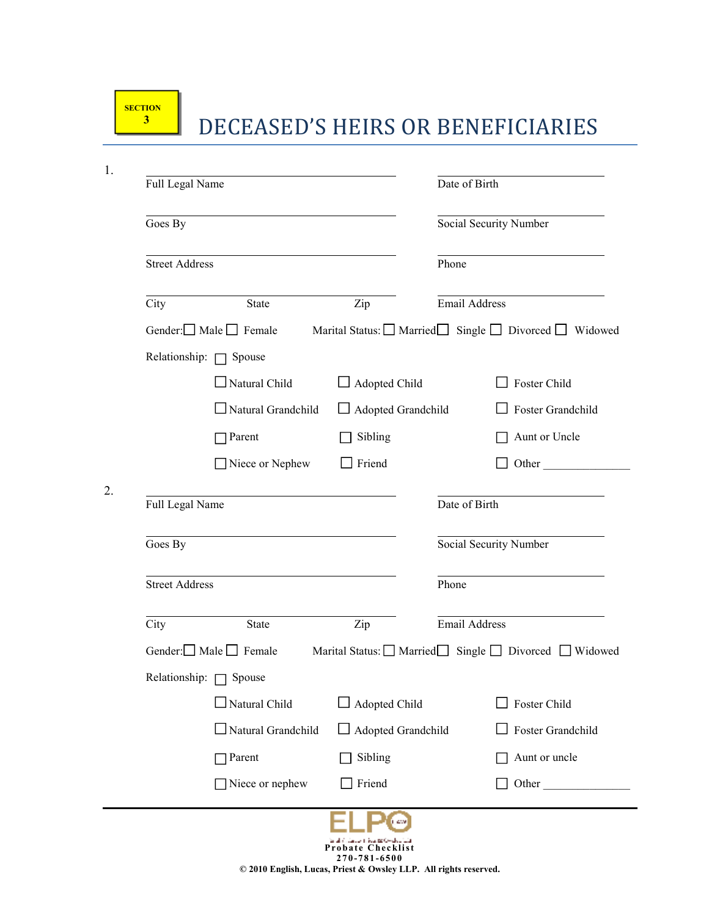**SECTION 3**

# DECEASED'S HEIRS OR BENEFICIARIES

1.

Full Legal Name ______________________ Date of Birth ______________________

Goes By ______________________ Social Security Number ______________________

Street Address ______________________ Phone ______________________

City ______ State ______ Zip ______ Email Address ______________________

Gender: ☐ Male ☐ Female    Marital Status: ☐ Married ☐ Single ☐ Divorced ☐ Widowed

Relationship: ☐ Spouse

☐ Natural Child ☐ Adopted Child ☐ Foster Child

☐ Natural Grandchild ☐ Adopted Grandchild ☐ Foster Grandchild

☐ Parent ☐ Sibling ☐ Aunt or Uncle

☐ Niece or Nephew ☐ Friend ☐ Other ______________

2.

Full Legal Name ______________________ Date of Birth ______________________

Goes By ______________________ Social Security Number ______________________

Street Address ______________________ Phone ______________________

City ______ State ______ Zip ______ Email Address ______________________

Gender: ☐ Male ☐ Female    Marital Status: ☐ Married ☐ Single ☐ Divorced ☐ Widowed

Relationship: ☐ Spouse

☐ Natural Child ☐ Adopted Child ☐ Foster Child

☐ Natural Grandchild ☐ Adopted Grandchild ☐ Foster Grandchild

☐ Parent ☐ Sibling ☐ Aunt or uncle

☐ Niece or nephew ☐ Friend ☐ Other ______________

ELPO
Probate Checklist
270-781-6500
© 2010 English, Lucas, Priest & Owsley LLP. All rights reserved.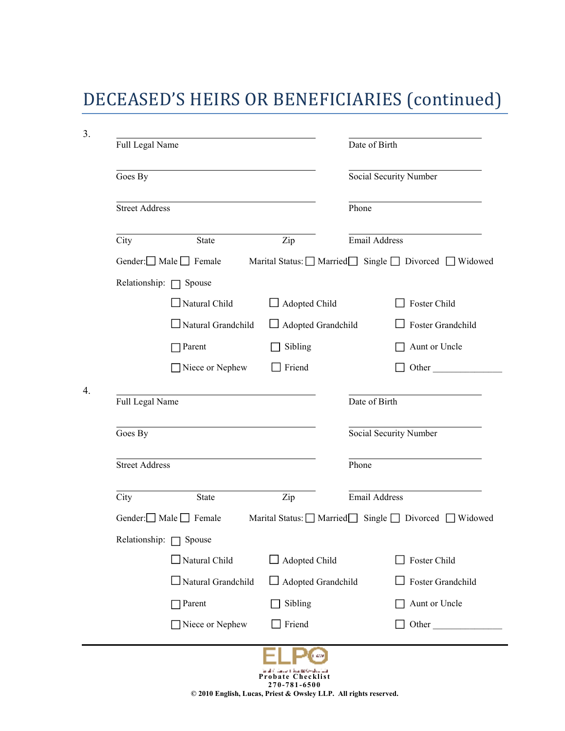# DECEASED'S HEIRS OR BENEFICIARIES (continued)

3.

Full Legal Name ______________________ Date of Birth ______________________

Goes By ______________________ Social Security Number ______________________

Street Address ______________________ Phone ______________________

City ______ State ______ Zip ______ Email Address ______________________

Gender: ☐ Male ☐ Female Marital Status: ☐ Married ☐ Single ☐ Divorced ☐ Widowed

Relationship: ☐ Spouse

☐ Natural Child ☐ Adopted Child ☐ Foster Child

☐ Natural Grandchild ☐ Adopted Grandchild ☐ Foster Grandchild

☐ Parent ☐ Sibling ☐ Aunt or Uncle

☐ Niece or Nephew ☐ Friend ☐ Other ______________

4.

Full Legal Name ______________________ Date of Birth ______________________

Goes By ______________________ Social Security Number ______________________

Street Address ______________________ Phone ______________________

City ______ State ______ Zip ______ Email Address ______________________

Gender: ☐ Male ☐ Female Marital Status: ☐ Married ☐ Single ☐ Divorced ☐ Widowed

Relationship: ☐ Spouse

☐ Natural Child ☐ Adopted Child ☐ Foster Child

☐ Natural Grandchild ☐ Adopted Grandchild ☐ Foster Grandchild

☐ Parent ☐ Sibling ☐ Aunt or Uncle

☐ Niece or Nephew ☐ Friend ☐ Other ______________

ELPO

**Probate Checklist**
**270-781-6500**
**© 2010 English, Lucas, Priest & Owsley LLP. All rights reserved.**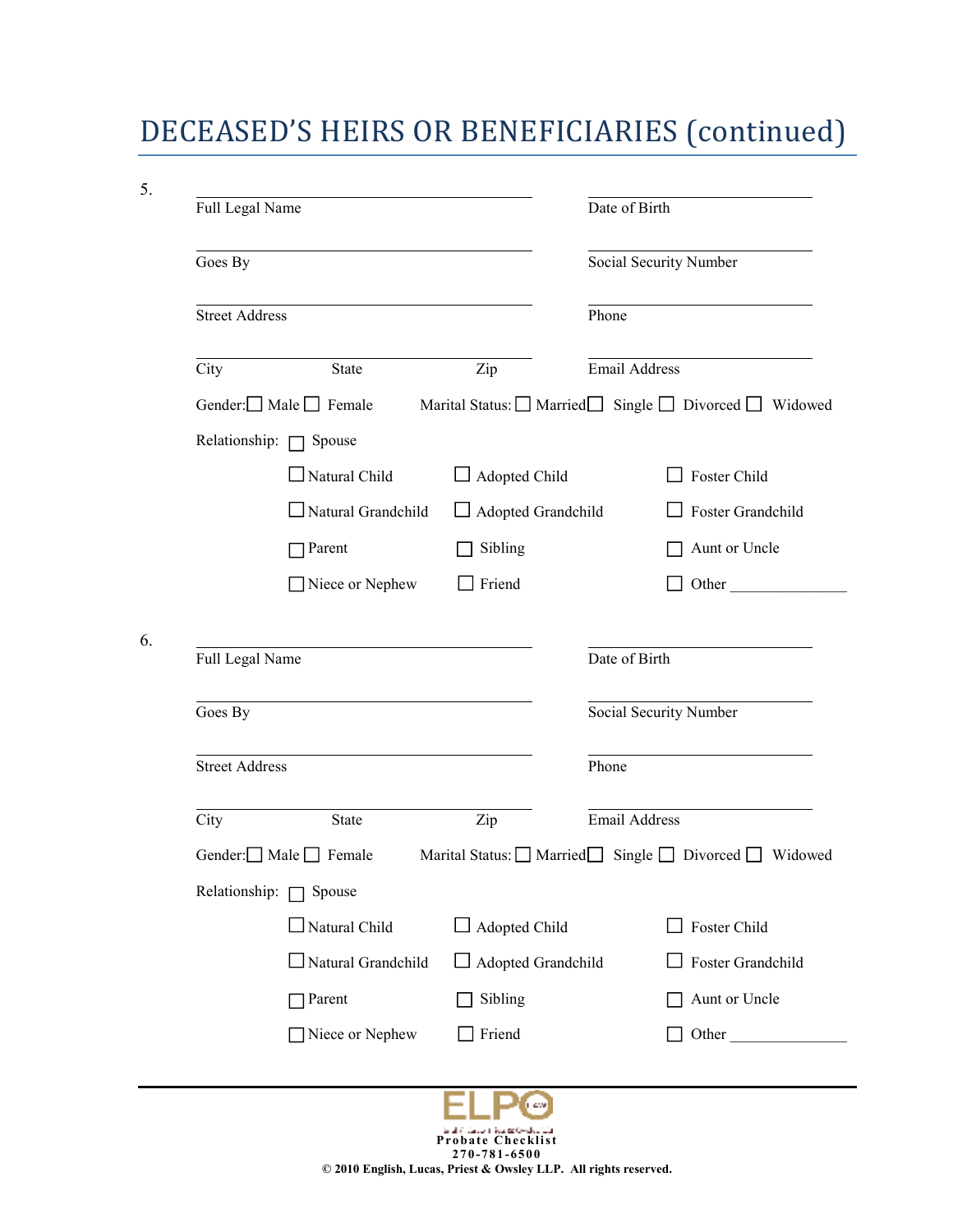# DECEASED'S HEIRS OR BENEFICIARIES (continued)

5.

| | |
|---|---|
| Full Legal Name | Date of Birth |
| Goes By | Social Security Number |
| Street Address | Phone |
| City &nbsp;&nbsp;&nbsp;&nbsp; State &nbsp;&nbsp;&nbsp;&nbsp; Zip | Email Address |

Gender: ☐ Male ☐ Female &nbsp;&nbsp;&nbsp; Marital Status: ☐ Married ☐ Single ☐ Divorced ☐ Widowed

Relationship: ☐ Spouse

| | | |
|---|---|---|
| ☐ Natural Child | ☐ Adopted Child | ☐ Foster Child |
| ☐ Natural Grandchild | ☐ Adopted Grandchild | ☐ Foster Grandchild |
| ☐ Parent | ☐ Sibling | ☐ Aunt or Uncle |
| ☐ Niece or Nephew | ☐ Friend | ☐ Other _______________ |

6.

| | |
|---|---|
| Full Legal Name | Date of Birth |
| Goes By | Social Security Number |
| Street Address | Phone |
| City &nbsp;&nbsp;&nbsp;&nbsp; State &nbsp;&nbsp;&nbsp;&nbsp; Zip | Email Address |

Gender: ☐ Male ☐ Female &nbsp;&nbsp;&nbsp; Marital Status: ☐ Married ☐ Single ☐ Divorced ☐ Widowed

Relationship: ☐ Spouse

| | | |
|---|---|---|
| ☐ Natural Child | ☐ Adopted Child | ☐ Foster Child |
| ☐ Natural Grandchild | ☐ Adopted Grandchild | ☐ Foster Grandchild |
| ☐ Parent | ☐ Sibling | ☐ Aunt or Uncle |
| ☐ Niece or Nephew | ☐ Friend | ☐ Other _______________ |

ELPO

**Probate Checklist**

**270-781-6500**

**© 2010 English, Lucas, Priest & Owsley LLP. All rights reserved.**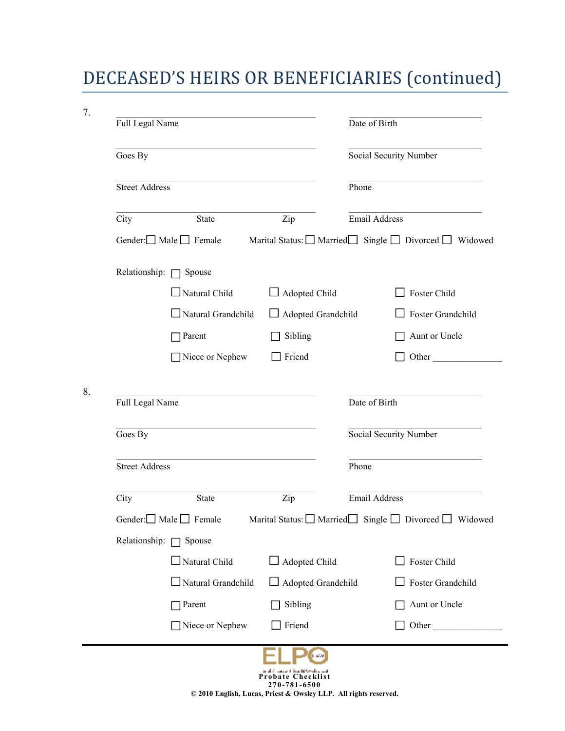# DECEASED'S HEIRS OR BENEFICIARIES (continued)

7.

| | |
|---|---|
| Full Legal Name | Date of Birth |
| Goes By | Social Security Number |
| Street Address | Phone |
| City State Zip | Email Address |

Gender: ☐ Male ☐ Female  Marital Status: ☐ Married ☐ Single ☐ Divorced ☐ Widowed

Relationship: ☐ Spouse

| | | |
|---|---|---|
| ☐ Natural Child | ☐ Adopted Child | ☐ Foster Child |
| ☐ Natural Grandchild | ☐ Adopted Grandchild | ☐ Foster Grandchild |
| ☐ Parent | ☐ Sibling | ☐ Aunt or Uncle |
| ☐ Niece or Nephew | ☐ Friend | ☐ Other _______________ |

8.

| | |
|---|---|
| Full Legal Name | Date of Birth |
| Goes By | Social Security Number |
| Street Address | Phone |
| City State Zip | Email Address |

Gender: ☐ Male ☐ Female  Marital Status: ☐ Married ☐ Single ☐ Divorced ☐ Widowed

Relationship: ☐ Spouse

| | | |
|---|---|---|
| ☐ Natural Child | ☐ Adopted Child | ☐ Foster Child |
| ☐ Natural Grandchild | ☐ Adopted Grandchild | ☐ Foster Grandchild |
| ☐ Parent | ☐ Sibling | ☐ Aunt or Uncle |
| ☐ Niece or Nephew | ☐ Friend | ☐ Other _______________ |

ELPO

**Probate Checklist**

**270-781-6500**

**© 2010 English, Lucas, Priest & Owsley LLP. All rights reserved.**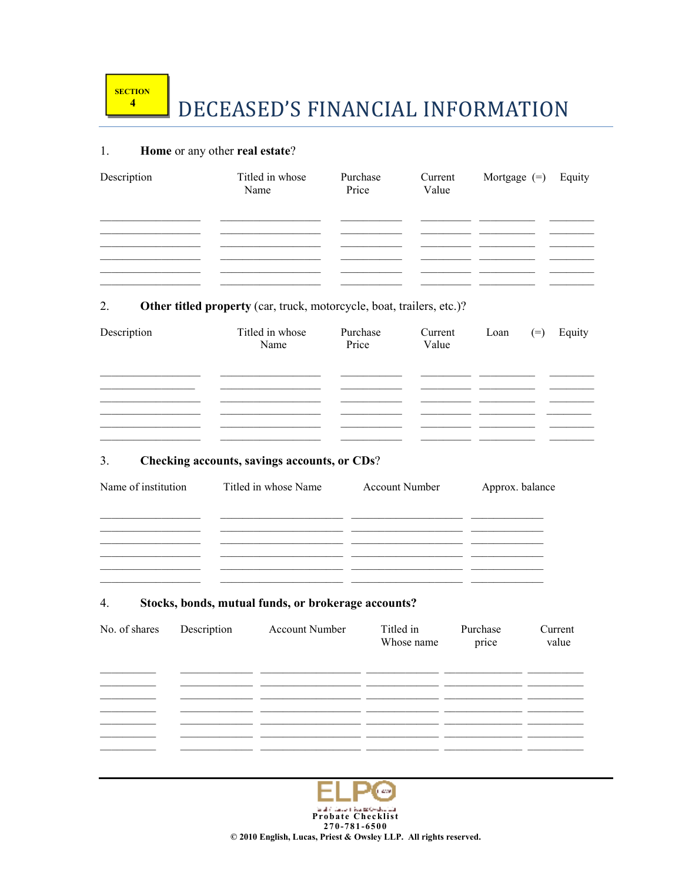SECTION 4

# DECEASED'S FINANCIAL INFORMATION

1. **Home** or any other **real estate**?

| Description | Titled in whose Name | Purchase Price | Current Value | Mortgage (=) | Equity |
|---|---|---|---|---|---|
| | | | | | |
| | | | | | |
| | | | | | |
| | | | | | |
| | | | | | |
| | | | | | |

2. **Other titled property** (car, truck, motorcycle, boat, trailers, etc.)?

| Description | Titled in whose Name | Purchase Price | Current Value | Loan (=) | Equity |
|---|---|---|---|---|---|
| | | | | | |
| | | | | | |
| | | | | | |
| | | | | | |
| | | | | | |
| | | | | | |

3. **Checking accounts, savings accounts, or CDs**?

| Name of institution | Titled in whose Name | Account Number | Approx. balance |
|---|---|---|---|
| | | | |
| | | | |
| | | | |
| | | | |
| | | | |
| | | | |

4. **Stocks, bonds, mutual funds, or brokerage accounts?**

| No. of shares | Description | Account Number | Titled in Whose name | Purchase price | Current value |
|---|---|---|---|---|---|
| | | | | | |
| | | | | | |
| | | | | | |
| | | | | | |
| | | | | | |
| | | | | | |
| | | | | | |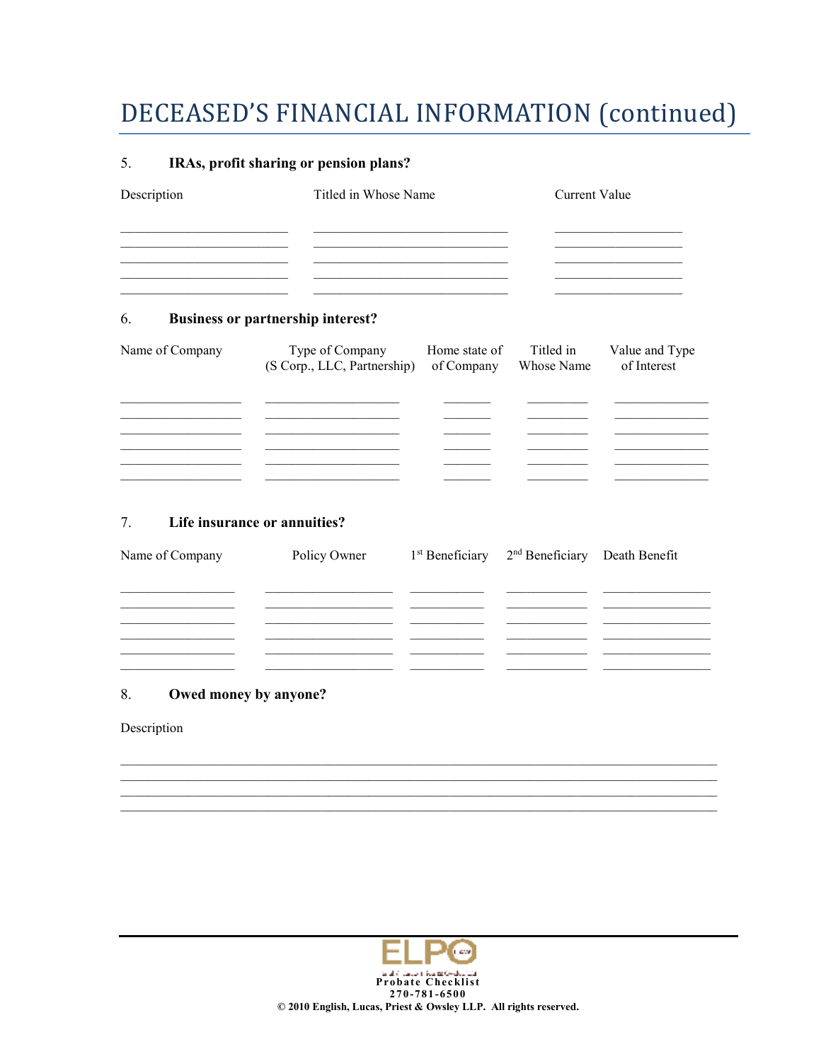# DECEASED'S FINANCIAL INFORMATION (continued)

5. **IRAs, profit sharing or pension plans?**

| Description | Titled in Whose Name | Current Value |
| --- | --- | --- |
| | | |
| | | |
| | | |
| | | |
| | | |

6. **Business or partnership interest?**

| Name of Company | Type of Company (S Corp., LLC, Partnership) | Home state of of Company | Titled in Whose Name | Value and Type of Interest |
| --- | --- | --- | --- | --- |
| | | | | |
| | | | | |
| | | | | |
| | | | | |
| | | | | |
| | | | | |

7. **Life insurance or annuities?**

| Name of Company | Policy Owner | 1st Beneficiary | 2nd Beneficiary | Death Benefit |
| --- | --- | --- | --- | --- |
| | | | | |
| | | | | |
| | | | | |
| | | | | |
| | | | | |
| | | | | |

8. **Owed money by anyone?**

Description

___________________________________________________________________________

___________________________________________________________________________

___________________________________________________________________________

___________________________________________________________________________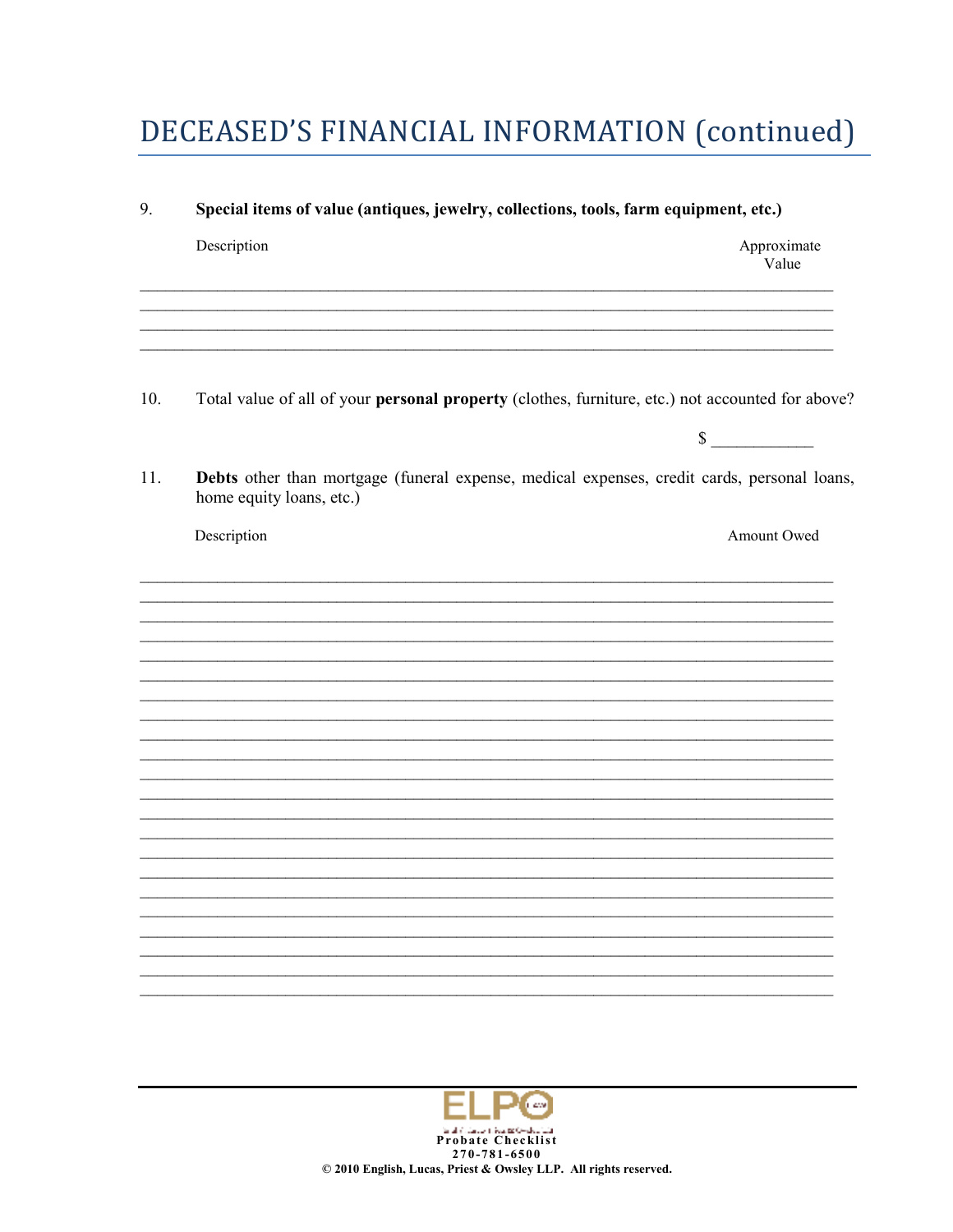# DECEASED'S FINANCIAL INFORMATION (continued)

9. **Special items of value (antiques, jewelry, collections, tools, farm equipment, etc.)**

| Description | Approximate Value |
|---|---|
| | |
| | |
| | |
| | |

10. Total value of all of your **personal property** (clothes, furniture, etc.) not accounted for above?

$ ____________

11. **Debts** other than mortgage (funeral expense, medical expenses, credit cards, personal loans, home equity loans, etc.)

| Description | Amount Owed |
|---|---|
| | |
| | |
| | |
| | |
| | |
| | |
| | |
| | |
| | |
| | |
| | |
| | |
| | |
| | |
| | |
| | |
| | |
| | |
| | |
| | |
| | |
| | |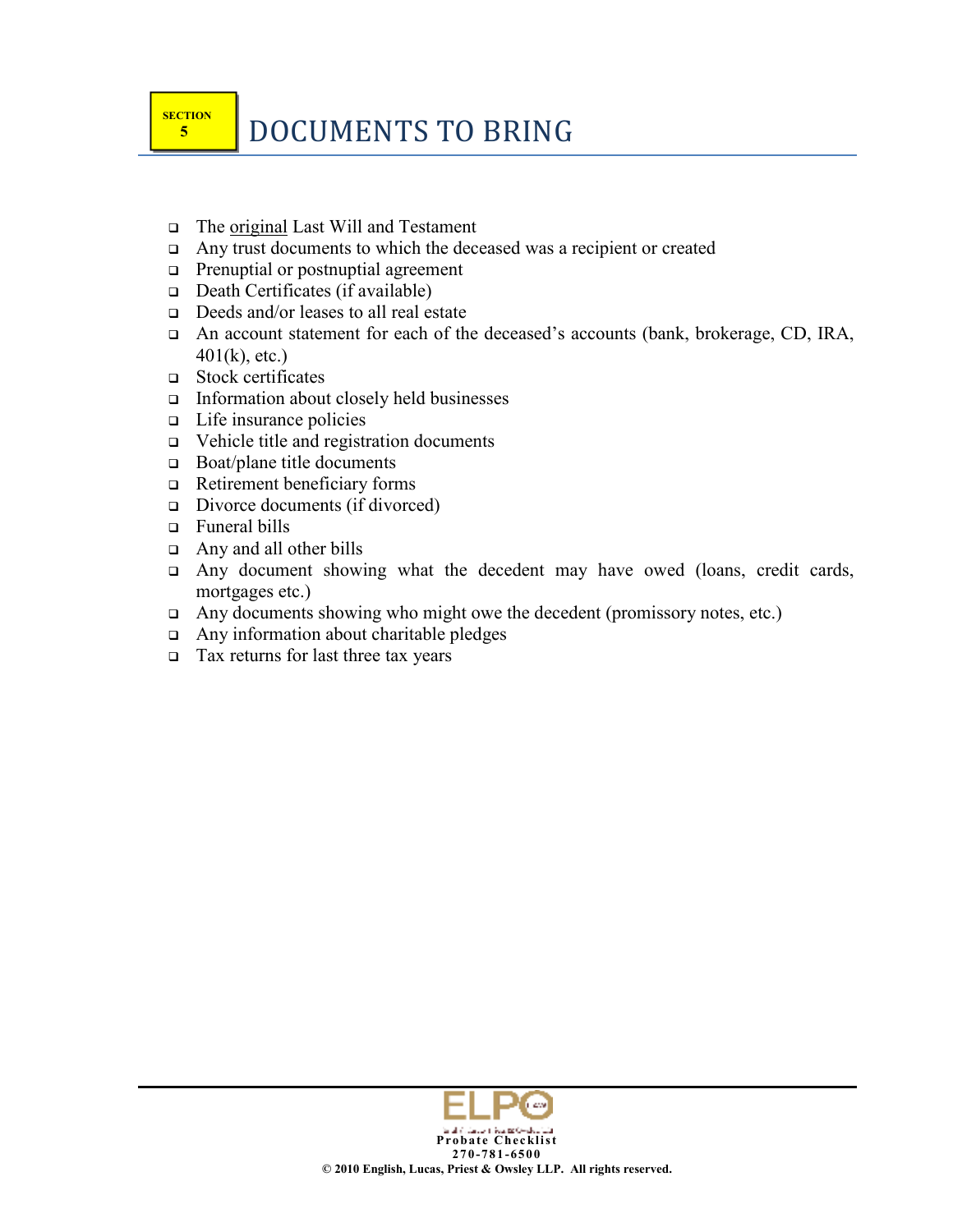SECTION 5

# DOCUMENTS TO BRING

- The original Last Will and Testament
- Any trust documents to which the deceased was a recipient or created
- Prenuptial or postnuptial agreement
- Death Certificates (if available)
- Deeds and/or leases to all real estate
- An account statement for each of the deceased's accounts (bank, brokerage, CD, IRA, 401(k), etc.)
- Stock certificates
- Information about closely held businesses
- Life insurance policies
- Vehicle title and registration documents
- Boat/plane title documents
- Retirement beneficiary forms
- Divorce documents (if divorced)
- Funeral bills
- Any and all other bills
- Any document showing what the decedent may have owed (loans, credit cards, mortgages etc.)
- Any documents showing who might owe the decedent (promissory notes, etc.)
- Any information about charitable pledges
- Tax returns for last three tax years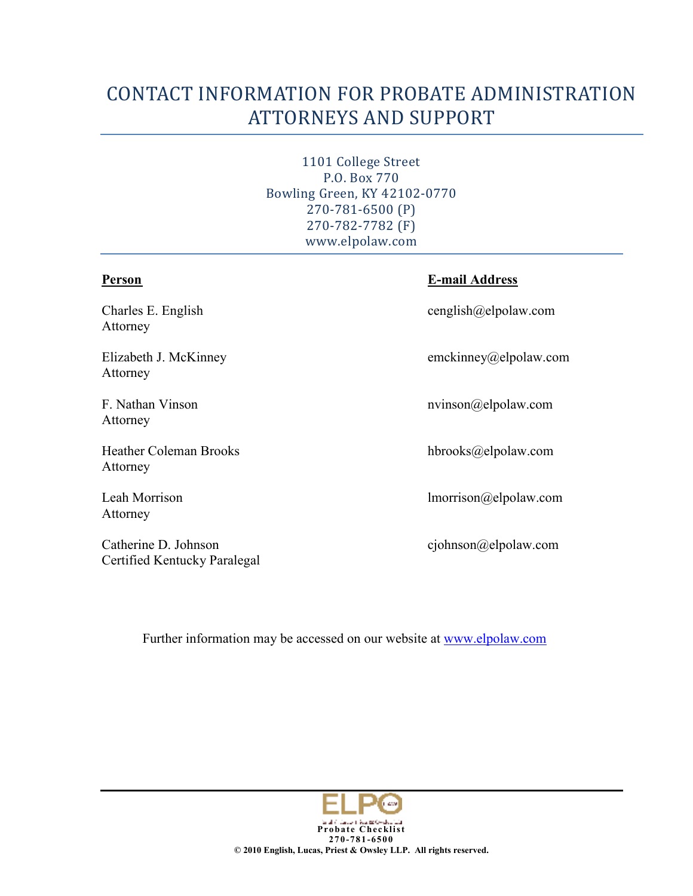# CONTACT INFORMATION FOR PROBATE ADMINISTRATION ATTORNEYS AND SUPPORT

1101 College Street
P.O. Box 770
Bowling Green, KY 42102-0770
270-781-6500 (P)
270-782-7782 (F)
www.elpolaw.com

| **Person** | **E-mail Address** |
| --- | --- |
| Charles E. English<br>Attorney | cenglish@elpolaw.com |
| Elizabeth J. McKinney<br>Attorney | emckinney@elpolaw.com |
| F. Nathan Vinson<br>Attorney | nvinson@elpolaw.com |
| Heather Coleman Brooks<br>Attorney | hbrooks@elpolaw.com |
| Leah Morrison<br>Attorney | lmorrison@elpolaw.com |
| Catherine D. Johnson<br>Certified Kentucky Paralegal | cjohnson@elpolaw.com |

Further information may be accessed on our website at www.elpolaw.com